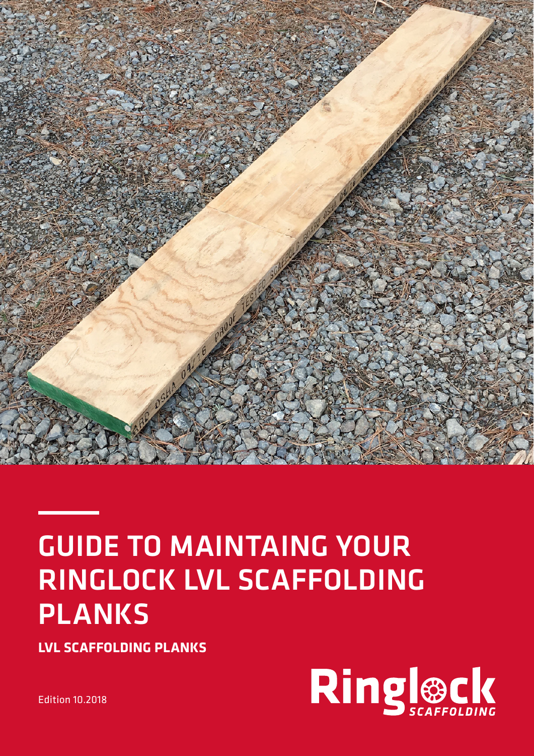# GUIDE TO MAINTAING YOUR RINGLOCK LVL SCAFFOLDING PLANKS

**LVL SCAFFOLDING PLANKS**

Edition 10.2018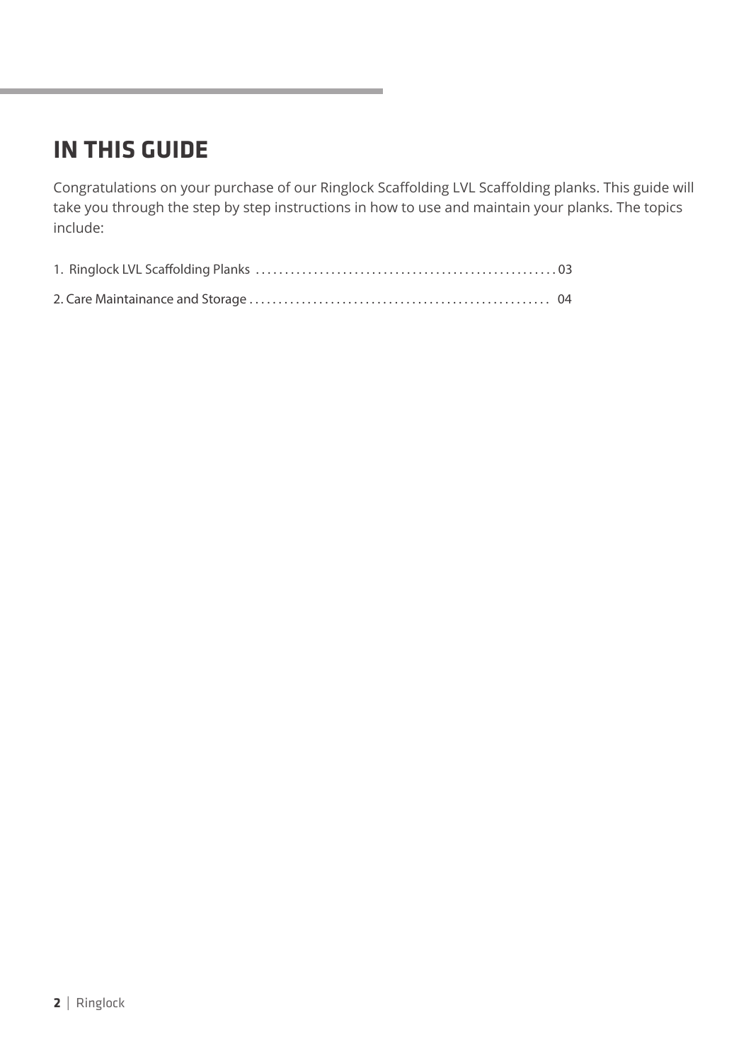# IN THIS GUIDE

Congratulations on your purchase of our Ringlock Scaffolding LVL Scaffolding planks. This guide will take you through the step by step instructions in how to use and maintain your planks. The topics include:

1. Ringlock LVL Scaffolding Planks .................................................... 03

2. Care Maintainance and Storage .................................................... 04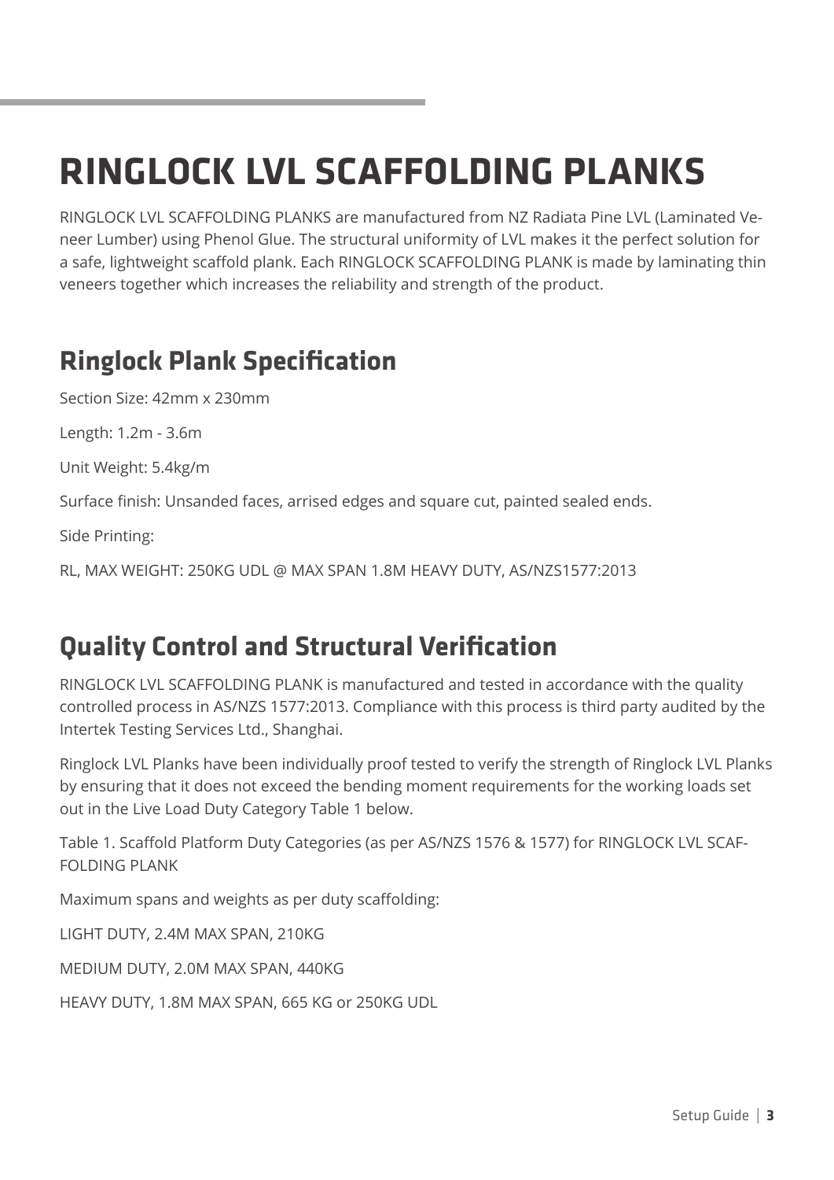# RINGLOCK LVL SCAFFOLDING PLANKS

RINGLOCK LVL SCAFFOLDING PLANKS are manufactured from NZ Radiata Pine LVL (Laminated Veneer Lumber) using Phenol Glue. The structural uniformity of LVL makes it the perfect solution for a safe, lightweight scaffold plank. Each RINGLOCK SCAFFOLDING PLANK is made by laminating thin veneers together which increases the reliability and strength of the product.

## Ringlock Plank Specification

Section Size: 42mm x 230mm

Length: 1.2m - 3.6m

Unit Weight: 5.4kg/m

Surface finish: Unsanded faces, arrised edges and square cut, painted sealed ends.

Side Printing:

RL, MAX WEIGHT: 250KG UDL @ MAX SPAN 1.8M HEAVY DUTY, AS/NZS1577:2013

## Quality Control and Structural Verification

RINGLOCK LVL SCAFFOLDING PLANK is manufactured and tested in accordance with the quality controlled process in AS/NZS 1577:2013. Compliance with this process is third party audited by the Intertek Testing Services Ltd., Shanghai.

Ringlock LVL Planks have been individually proof tested to verify the strength of Ringlock LVL Planks by ensuring that it does not exceed the bending moment requirements for the working loads set out in the Live Load Duty Category Table 1 below.

Table 1. Scaffold Platform Duty Categories (as per AS/NZS 1576 & 1577) for RINGLOCK LVL SCAFFOLDING PLANK

Maximum spans and weights as per duty scaffolding:

LIGHT DUTY, 2.4M MAX SPAN, 210KG

MEDIUM DUTY, 2.0M MAX SPAN, 440KG

HEAVY DUTY, 1.8M MAX SPAN, 665 KG or 250KG UDL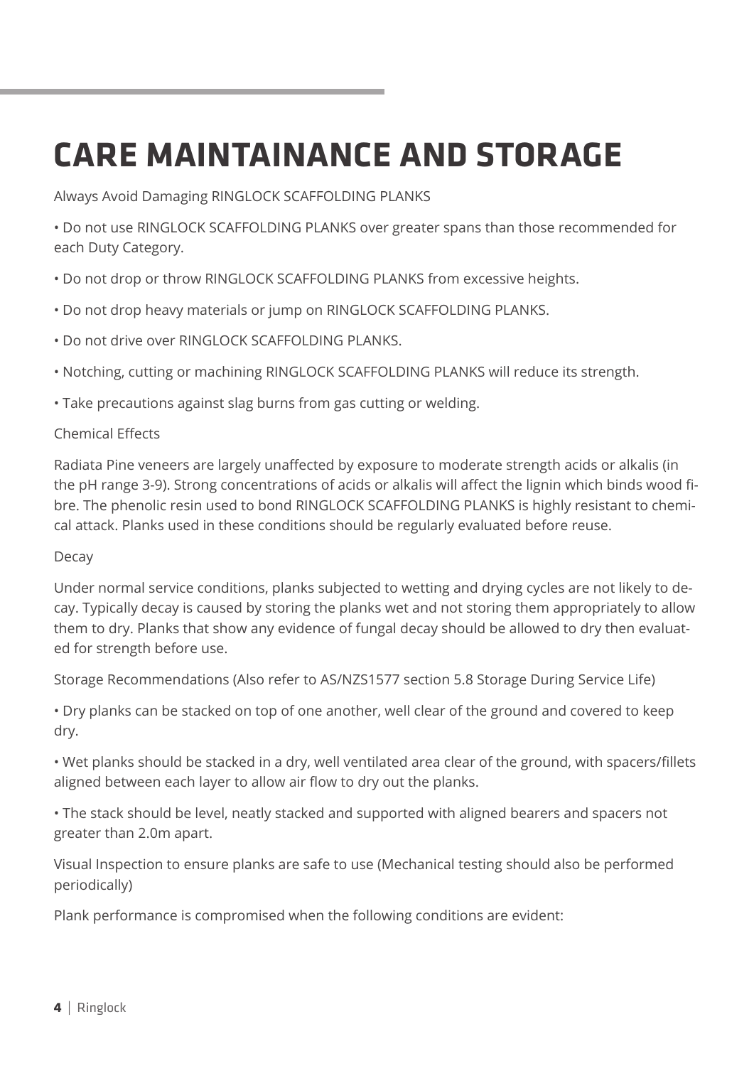# CARE MAINTAINANCE AND STORAGE

Always Avoid Damaging RINGLOCK SCAFFOLDING PLANKS

- Do not use RINGLOCK SCAFFOLDING PLANKS over greater spans than those recommended for each Duty Category.
- Do not drop or throw RINGLOCK SCAFFOLDING PLANKS from excessive heights.
- Do not drop heavy materials or jump on RINGLOCK SCAFFOLDING PLANKS.
- Do not drive over RINGLOCK SCAFFOLDING PLANKS.
- Notching, cutting or machining RINGLOCK SCAFFOLDING PLANKS will reduce its strength.
- Take precautions against slag burns from gas cutting or welding.

Chemical Effects

Radiata Pine veneers are largely unaffected by exposure to moderate strength acids or alkalis (in the pH range 3-9). Strong concentrations of acids or alkalis will affect the lignin which binds wood fibre. The phenolic resin used to bond RINGLOCK SCAFFOLDING PLANKS is highly resistant to chemical attack. Planks used in these conditions should be regularly evaluated before reuse.

Decay

Under normal service conditions, planks subjected to wetting and drying cycles are not likely to decay. Typically decay is caused by storing the planks wet and not storing them appropriately to allow them to dry. Planks that show any evidence of fungal decay should be allowed to dry then evaluated for strength before use.

Storage Recommendations (Also refer to AS/NZS1577 section 5.8 Storage During Service Life)

- Dry planks can be stacked on top of one another, well clear of the ground and covered to keep dry.
- Wet planks should be stacked in a dry, well ventilated area clear of the ground, with spacers/fillets aligned between each layer to allow air flow to dry out the planks.
- The stack should be level, neatly stacked and supported with aligned bearers and spacers not greater than 2.0m apart.

Visual Inspection to ensure planks are safe to use (Mechanical testing should also be performed periodically)

Plank performance is compromised when the following conditions are evident: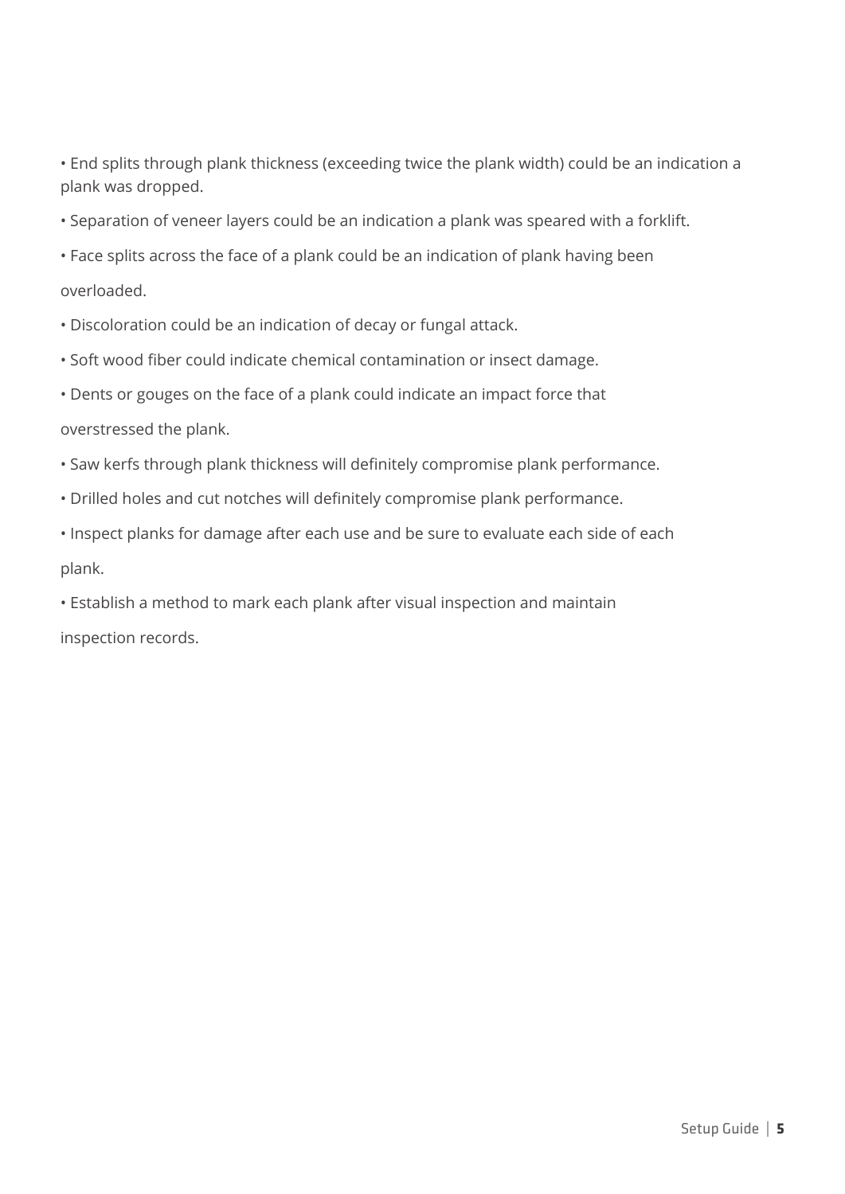- End splits through plank thickness (exceeding twice the plank width) could be an indication a plank was dropped.
- Separation of veneer layers could be an indication a plank was speared with a forklift.
- Face splits across the face of a plank could be an indication of plank having been overloaded.
- Discoloration could be an indication of decay or fungal attack.
- Soft wood fiber could indicate chemical contamination or insect damage.
- Dents or gouges on the face of a plank could indicate an impact force that overstressed the plank.
- Saw kerfs through plank thickness will definitely compromise plank performance.
- Drilled holes and cut notches will definitely compromise plank performance.
- Inspect planks for damage after each use and be sure to evaluate each side of each plank.
- Establish a method to mark each plank after visual inspection and maintain inspection records.